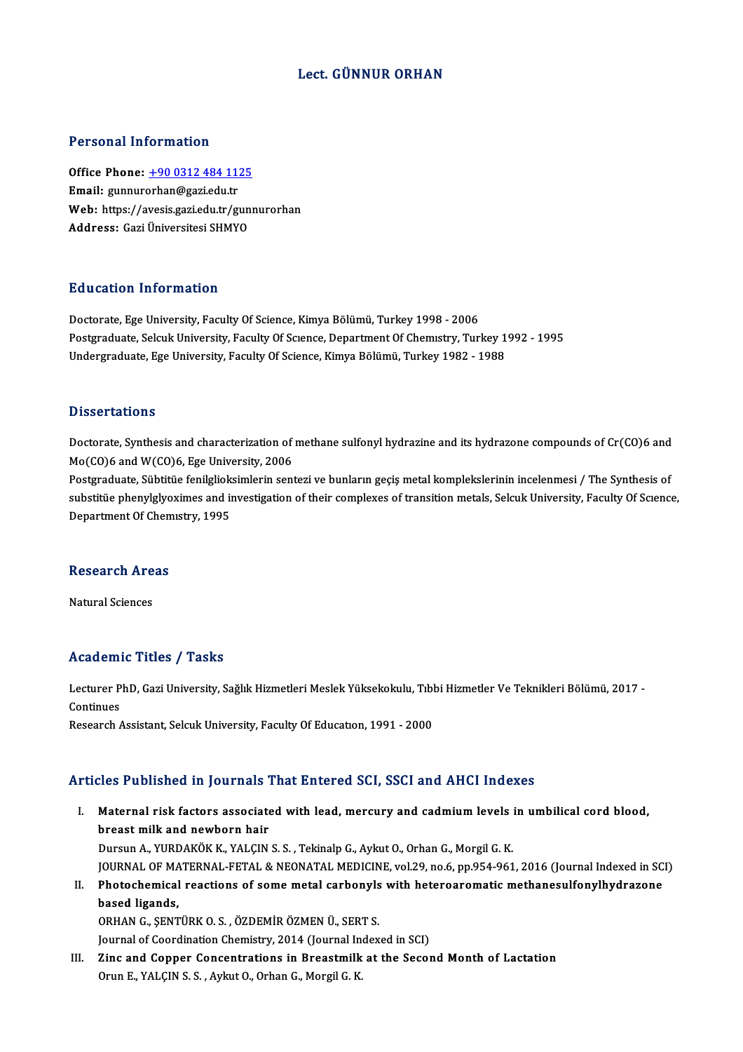# Lect. GÜNNUR ORHAN

## Personal Information

**Office Phone:** +90 0312 484 1125
**Email:** gunnurorhan@gazi.edu.tr
**Web:** https://avesis.gazi.edu.tr/gunnurorhan
**Address:** Gazi Üniversitesi SHMYO

## Education Information

Doctorate, Ege University, Faculty Of Science, Kimya Bölümü, Turkey 1998 - 2006
Postgraduate, Selcuk University, Faculty Of Scıence, Department Of Chemıstry, Turkey 1992 - 1995
Undergraduate, Ege University, Faculty Of Science, Kimya Bölümü, Turkey 1982 - 1988

## Dissertations

Doctorate, Synthesis and characterization of methane sulfonyl hydrazine and its hydrazone compounds of $Cr(CO)_6$ and $Mo(CO)_6$ and $W(CO)_6$, Ege University, 2006
Postgraduate, Sübtitüe fenilglioksimlerin sentezi ve bunların geçiş metal komplekslerinin incelenmesi / The Synthesis of substitüe phenylglyoximes and investigation of their complexes of transition metals, Selcuk University, Faculty Of Scıence, Department Of Chemıstry, 1995

## Research Areas

Natural Sciences

## Academic Titles / Tasks

Lecturer PhD, Gazi University, Sağlık Hizmetleri Meslek Yüksekokulu, Tıbbi Hizmetler Ve Teknikleri Bölümü, 2017 - Continues
Research Assistant, Selcuk University, Faculty Of Educatıon, 1991 - 2000

## Articles Published in Journals That Entered SCI, SSCI and AHCI Indexes

I. **Maternal risk factors associated with lead, mercury and cadmium levels in umbilical cord blood, breast milk and newborn hair**
Dursun A., YURDAKÖK K., YALÇIN S. S. , Tekinalp G., Aykut O., Orhan G., Morgil G. K.
JOURNAL OF MATERNAL-FETAL & NEONATAL MEDICINE, vol.29, no.6, pp.954-961, 2016 (Journal Indexed in SCI)

II. **Photochemical reactions of some metal carbonyls with heteroaromatic methanesulfonylhydrazone based ligands,**
ORHAN G., ŞENTÜRK O. S. , ÖZDEMİR ÖZMEN Ü., SERT S.
Journal of Coordination Chemistry, 2014 (Journal Indexed in SCI)

III. **Zinc and Copper Concentrations in Breastmilk at the Second Month of Lactation**
Orun E., YALÇIN S. S. , Aykut O., Orhan G., Morgil G. K.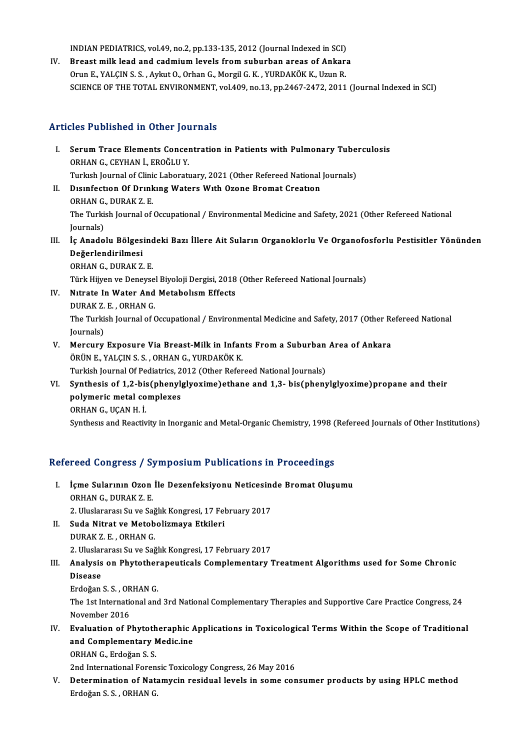INDIAN PEDIATRICS, vol.49, no.2, pp.133-135, 2012 (Journal Indexed in SCI)

IV. **Breast milk lead and cadmium levels from suburban areas of Ankara**
Orun E., YALÇIN S. S. , Aykut O., Orhan G., Morgil G. K. , YURDAKÖK K., Uzun R.
SCIENCE OF THE TOTAL ENVIRONMENT, vol.409, no.13, pp.2467-2472, 2011 (Journal Indexed in SCI)

## Articles Published in Other Journals

I. **Serum Trace Elements Concentration in Patients with Pulmonary Tuberculosis**
ORHAN G., CEYHAN İ., EROĞLU Y.
Turkısh Journal of Clinic Laboratuary, 2021 (Other Refereed National Journals)

II. **Dısınfectıon Of Drınkıng Waters Wıth Ozone Bromat Creatıon**
ORHAN G., DURAK Z. E.
The Turkish Journal of Occupational / Environmental Medicine and Safety, 2021 (Other Refereed National Journals)

III. **İç Anadolu Bölgesindeki Bazı İllere Ait Suların Organoklorlu Ve Organofosforlu Pestisitler Yönünden Değerlendirilmesi**
ORHAN G., DURAK Z. E.
Türk Hijyen ve Deneysel Biyoloji Dergisi, 2018 (Other Refereed National Journals)

IV. **Nıtrate In Water And Metabolısm Effects**
DURAK Z. E. , ORHAN G.
The Turkish Journal of Occupational / Environmental Medicine and Safety, 2017 (Other Refereed National Journals)

V. **Mercury Exposure Via Breast-Milk in Infants From a Suburban Area of Ankara**
ÖRÜN E., YALÇIN S. S. , ORHAN G., YURDAKÖK K.
Turkish Journal Of Pediatrics, 2012 (Other Refereed National Journals)

VI. **Synthesis of 1,2-bis(phenylglyoxime)ethane and 1,3- bis(phenylglyoxime)propane and their polymeric metal complexes**
ORHAN G., UÇAN H. İ.
Synthesıs and Reactivity in Inorganic and Metal-Organic Chemistry, 1998 (Refereed Journals of Other Institutions)

## Refereed Congress / Symposium Publications in Proceedings

I. **İçme Sularının Ozon İle Dezenfeksiyonu Neticesinde Bromat Oluşumu**
ORHAN G., DURAK Z. E.
2. Uluslararası Su ve Sağlık Kongresi, 17 February 2017

II. **Suda Nitrat ve Metobolizmaya Etkileri**
DURAK Z. E. , ORHAN G.
2. Uluslararası Su ve Sağlık Kongresi, 17 February 2017

III. **Analysis on Phytotherapeuticals Complementary Treatment Algorithms used for Some Chronic Disease**
Erdoğan S. S. , ORHAN G.
The 1st International and 3rd National Complementary Therapies and Supportive Care Practice Congress, 24 November 2016

IV. **Evaluation of Phytotheraphic Applications in Toxicological Terms Within the Scope of Traditional and Complementary Medic.ine**
ORHAN G., Erdoğan S. S.
2nd International Forensic Toxicology Congress, 26 May 2016

V. **Determination of Natamycin residual levels in some consumer products by using HPLC method**
Erdoğan S. S. , ORHAN G.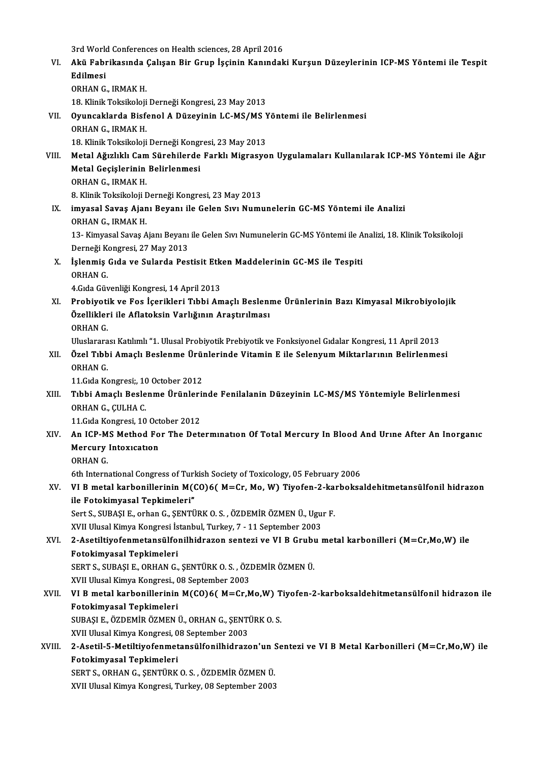3rd World Conferences on Health sciences, 28 April 2016

VI. **Akü Fabrikasında Çalışan Bir Grup İşçinin Kanındaki Kurşun Düzeylerinin ICP-MS Yöntemi ile Tespit Edilmesi**
ORHAN G., IRMAK H.
18. Klinik Toksikoloji Derneği Kongresi, 23 May 2013

VII. **Oyuncaklarda Bisfenol A Düzeyinin LC-MS/MS Yöntemi ile Belirlenmesi**
ORHAN G., IRMAK H.
18. Klinik Toksikoloji Derneği Kongresi, 23 May 2013

VIII. **Metal Ağızlıklı Cam Sürehilerde Farklı Migrasyon Uygulamaları Kullanılarak ICP-MS Yöntemi ile Ağır Metal Geçişlerinin Belirlenmesi**
ORHAN G., IRMAK H.
8. Klinik Toksikoloji Derneği Kongresi, 23 May 2013

IX. **imyasal Savaş Ajanı Beyanı ile Gelen Sıvı Numunelerin GC-MS Yöntemi ile Analizi**
ORHAN G., IRMAK H.
13- Kimyasal Savaş Ajanı Beyanı ile Gelen Sıvı Numunelerin GC-MS Yöntemi ile Analizi, 18. Klinik Toksikoloji Derneği Kongresi, 27 May 2013

X. **İşlenmiş Gıda ve Sularda Pestisit Etken Maddelerinin GC-MS ile Tespiti**
ORHAN G.
4.Gıda Güvenliği Kongresi, 14 April 2013

XI. **Probiyotik ve Fos İçerikleri Tıbbi Amaçlı Beslenme Ürünlerinin Bazı Kimyasal Mikrobiyolojik Özellikleri ile Aflatoksin Varlığının Araştırılması**
ORHAN G.
Uluslararası Katılımlı "1. Ulusal Probiyotik Prebiyotik ve Fonksiyonel Gıdalar Kongresi, 11 April 2013

XII. **Özel Tıbbi Amaçlı Beslenme Ürünlerinde Vitamin E ile Selenyum Miktarlarının Belirlenmesi**
ORHAN G.
11.Gıda Kongresi;, 10 October 2012

XIII. **Tıbbi Amaçlı Beslenme Ürünlerinde Fenilalanin Düzeyinin LC-MS/MS Yöntemiyle Belirlenmesi**
ORHAN G., ÇULHA C.
11.Gıda Kongresi, 10 October 2012

XIV. **An ICP-MS Method For The Determınatıon Of Total Mercury In Blood And Urıne After An Inorganıc Mercury Intoxıcatıon**
ORHAN G.
6th International Congress of Turkish Society of Toxicology, 05 February 2006

XV. **VI B metal karbonillerinin M(CO)6( M=Cr, Mo, W) Tiyofen-2-karboksaldehitmetansülfonil hidrazon ile Fotokimyasal Tepkimeleri"**
Sert S., SUBAŞI E., orhan G., ŞENTÜRK O. S. , ÖZDEMİR ÖZMEN Ü., Ugur F.
XVII Ulusal Kimya Kongresi İstanbul, Turkey, 7 - 11 September 2003

XVI. **2-Asetiltiyofenmetansülfonilhidrazon sentezi ve VI B Grubu metal karbonilleri (M=Cr,Mo,W) ile Fotokimyasal Tepkimeleri**
SERT S., SUBAŞI E., ORHAN G., ŞENTÜRK O. S. , ÖZDEMİR ÖZMEN Ü.
XVII Ulusal Kimya Kongresi., 08 September 2003

XVII. **VI B metal karbonillerinin M(CO)6( M=Cr,Mo,W) Tiyofen-2-karboksaldehitmetansülfonil hidrazon ile Fotokimyasal Tepkimeleri**
SUBAŞI E., ÖZDEMİR ÖZMEN Ü., ORHAN G., ŞENTÜRK O. S.
XVII Ulusal Kimya Kongresi, 08 September 2003

XVIII. **2-Asetil-5-Metiltiyofenmetansülfonilhidrazon'un Sentezi ve VI B Metal Karbonilleri (M=Cr,Mo,W) ile Fotokimyasal Tepkimeleri**
SERT S., ORHAN G., ŞENTÜRK O. S. , ÖZDEMİR ÖZMEN Ü.
XVII Ulusal Kimya Kongresi, Turkey, 08 September 2003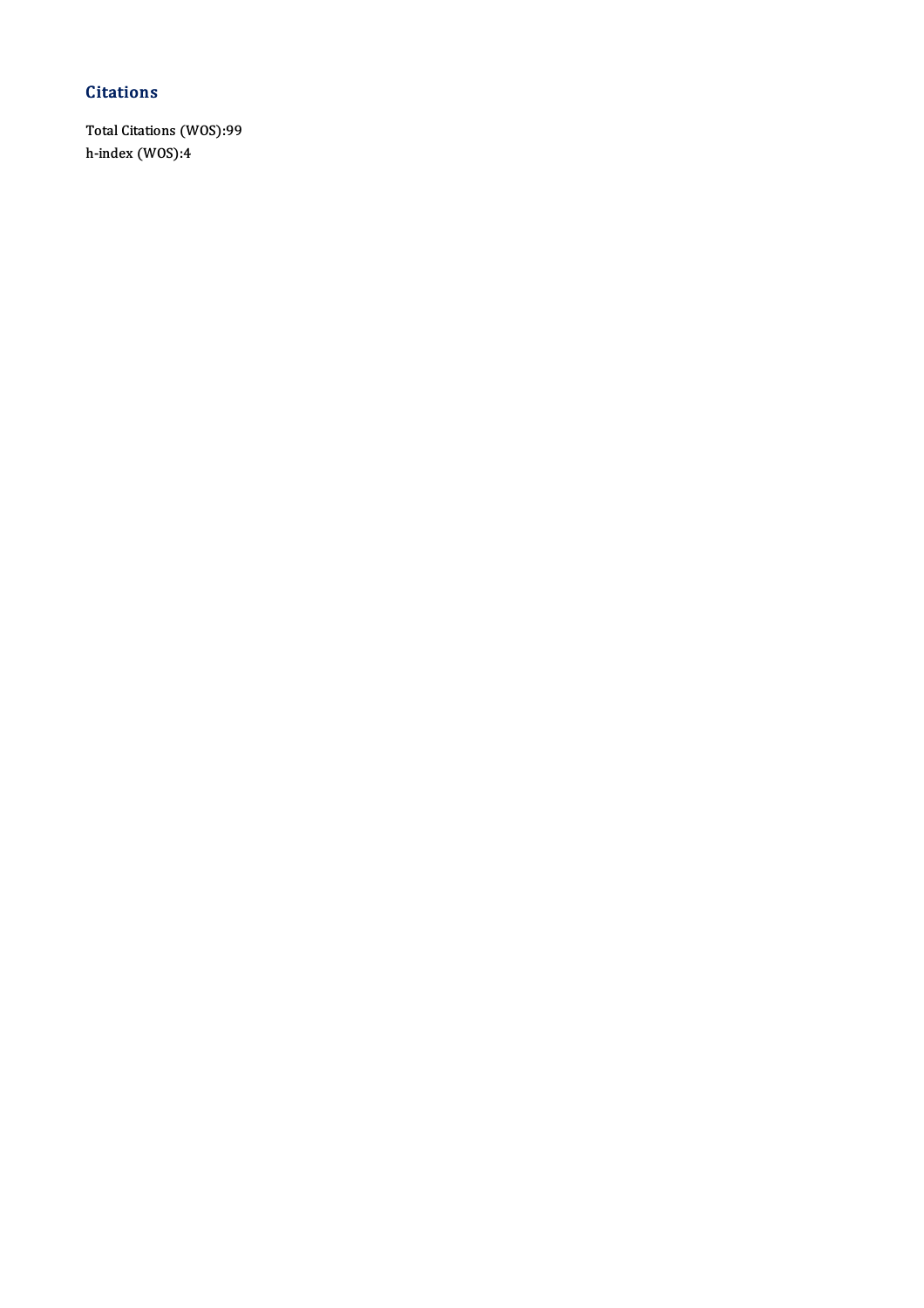## Citations

Total Citations (WOS):99
h-index (WOS):4